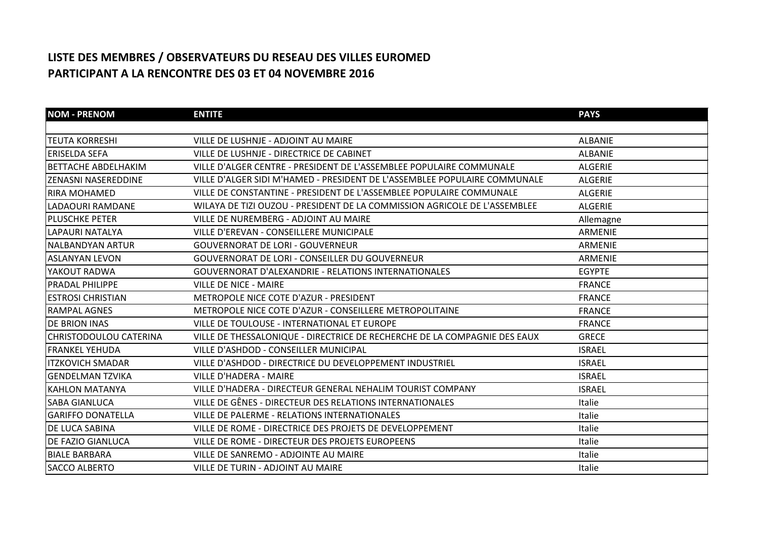## LISTE DES MEMBRES / OBSERVATEURS DU RESEAU DES VILLES EUROMED
## PARTICIPANT A LA RENCONTRE DES 03 ET 04 NOVEMBRE 2016

| NOM - PRENOM | ENTITE | PAYS |
|---|---|---|
| | | |
| TEUTA KORRESHI | VILLE DE LUSHNJE - ADJOINT AU MAIRE | ALBANIE |
| ERISELDA SEFA | VILLE DE LUSHNJE - DIRECTRICE DE CABINET | ALBANIE |
| BETTACHE ABDELHAKIM | VILLE D'ALGER CENTRE - PRESIDENT DE L'ASSEMBLEE POPULAIRE COMMUNALE | ALGERIE |
| ZENASNI NASEREDDINE | VILLE D'ALGER SIDI M'HAMED - PRESIDENT DE L'ASSEMBLEE POPULAIRE COMMUNALE | ALGERIE |
| RIRA MOHAMED | VILLE DE CONSTANTINE - PRESIDENT DE L'ASSEMBLEE POPULAIRE COMMUNALE | ALGERIE |
| LADAOURI RAMDANE | WILAYA DE TIZI OUZOU - PRESIDENT DE LA COMMISSION AGRICOLE DE L'ASSEMBLEE | ALGERIE |
| PLUSCHKE PETER | VILLE DE NUREMBERG - ADJOINT AU MAIRE | Allemagne |
| LAPAURI NATALYA | VILLE D'EREVAN - CONSEILLERE MUNICIPALE | ARMENIE |
| NALBANDYAN ARTUR | GOUVERNORAT DE LORI - GOUVERNEUR | ARMENIE |
| ASLANYAN LEVON | GOUVERNORAT DE LORI - CONSEILLER DU GOUVERNEUR | ARMENIE |
| YAKOUT RADWA | GOUVERNORAT D'ALEXANDRIE - RELATIONS INTERNATIONALES | EGYPTE |
| PRADAL PHILIPPE | VILLE DE NICE - MAIRE | FRANCE |
| ESTROSI CHRISTIAN | METROPOLE NICE COTE D'AZUR - PRESIDENT | FRANCE |
| RAMPAL AGNES | METROPOLE NICE COTE D'AZUR - CONSEILLERE METROPOLITAINE | FRANCE |
| DE BRION INAS | VILLE DE TOULOUSE - INTERNATIONAL ET EUROPE | FRANCE |
| CHRISTODOULOU CATERINA | VILLE DE THESSALONIQUE - DIRECTRICE DE RECHERCHE DE LA COMPAGNIE DES EAUX | GRECE |
| FRANKEL YEHUDA | VILLE D'ASHDOD - CONSEILLER MUNICIPAL | ISRAEL |
| ITZKOVICH SMADAR | VILLE D'ASHDOD - DIRECTRICE DU DEVELOPPEMENT INDUSTRIEL | ISRAEL |
| GENDELMAN TZVIKA | VILLE D'HADERA - MAIRE | ISRAEL |
| KAHLON MATANYA | VILLE D'HADERA - DIRECTEUR GENERAL NEHALIM TOURIST COMPANY | ISRAEL |
| SABA GIANLUCA | VILLE DE GÊNES - DIRECTEUR DES RELATIONS INTERNATIONALES | Italie |
| GARIFFO DONATELLA | VILLE DE PALERME - RELATIONS INTERNATIONALES | Italie |
| DE LUCA SABINA | VILLE DE ROME - DIRECTRICE DES PROJETS DE DEVELOPPEMENT | Italie |
| DE FAZIO GIANLUCA | VILLE DE ROME - DIRECTEUR DES PROJETS EUROPEENS | Italie |
| BIALE BARBARA | VILLE DE SANREMO - ADJOINTE AU MAIRE | Italie |
| SACCO ALBERTO | VILLE DE TURIN - ADJOINT AU MAIRE | Italie |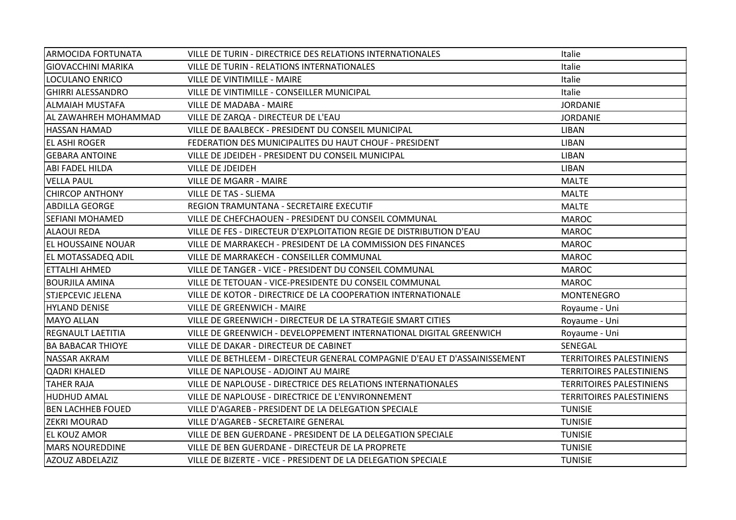| | | |
|---|---|---|
| ARMOCIDA FORTUNATA | VILLE DE TURIN - DIRECTRICE DES RELATIONS INTERNATIONALES | Italie |
| GIOVACCHINI MARIKA | VILLE DE TURIN - RELATIONS INTERNATIONALES | Italie |
| LOCULANO ENRICO | VILLE DE VINTIMILLE - MAIRE | Italie |
| GHIRRI ALESSANDRO | VILLE DE VINTIMILLE - CONSEILLER MUNICIPAL | Italie |
| ALMAIAH MUSTAFA | VILLE DE MADABA - MAIRE | JORDANIE |
| AL ZAWAHREH MOHAMMAD | VILLE DE ZARQA - DIRECTEUR DE L'EAU | JORDANIE |
| HASSAN HAMAD | VILLE DE BAALBECK - PRESIDENT DU CONSEIL MUNICIPAL | LIBAN |
| EL ASHI ROGER | FEDERATION DES MUNICIPALITES DU HAUT CHOUF - PRESIDENT | LIBAN |
| GEBARA ANTOINE | VILLE DE JDEIDEH - PRESIDENT DU CONSEIL MUNICIPAL | LIBAN |
| ABI FADEL HILDA | VILLE DE JDEIDEH | LIBAN |
| VELLA PAUL | VILLE DE MGARR - MAIRE | MALTE |
| CHIRCOP ANTHONY | VILLE DE TAS - SLIEMA | MALTE |
| ABDILLA GEORGE | REGION TRAMUNTANA - SECRETAIRE EXECUTIF | MALTE |
| SEFIANI MOHAMED | VILLE DE CHEFCHAOUEN - PRESIDENT DU CONSEIL COMMUNAL | MAROC |
| ALAOUI REDA | VILLE DE FES - DIRECTEUR D'EXPLOITATION REGIE DE DISTRIBUTION D'EAU | MAROC |
| EL HOUSSAINE NOUAR | VILLE DE MARRAKECH - PRESIDENT DE LA COMMISSION DES FINANCES | MAROC |
| EL MOTASSADEQ ADIL | VILLE DE MARRAKECH - CONSEILLER COMMUNAL | MAROC |
| ETTALHI AHMED | VILLE DE TANGER - VICE - PRESIDENT DU CONSEIL COMMUNAL | MAROC |
| BOURJILA AMINA | VILLE DE TETOUAN - VICE-PRESIDENTE DU CONSEIL COMMUNAL | MAROC |
| STJEPCEVIC JELENA | VILLE DE KOTOR - DIRECTRICE DE LA COOPERATION INTERNATIONALE | MONTENEGRO |
| HYLAND DENISE | VILLE DE GREENWICH - MAIRE | Royaume - Uni |
| MAYO ALLAN | VILLE DE GREENWICH - DIRECTEUR DE LA STRATEGIE SMART CITIES | Royaume - Uni |
| REGNAULT LAETITIA | VILLE DE GREENWICH - DEVELOPPEMENT INTERNATIONAL DIGITAL GREENWICH | Royaume - Uni |
| BA BABACAR THIOYE | VILLE DE DAKAR - DIRECTEUR DE CABINET | SENEGAL |
| NASSAR AKRAM | VILLE DE BETHLEEM - DIRECTEUR GENERAL COMPAGNIE D'EAU ET D'ASSAINISSEMENT | TERRITOIRES PALESTINIENS |
| QADRI KHALED | VILLE DE NAPLOUSE - ADJOINT AU MAIRE | TERRITOIRES PALESTINIENS |
| TAHER RAJA | VILLE DE NAPLOUSE - DIRECTRICE DES RELATIONS INTERNATIONALES | TERRITOIRES PALESTINIENS |
| HUDHUD AMAL | VILLE DE NAPLOUSE - DIRECTRICE DE L'ENVIRONNEMENT | TERRITOIRES PALESTINIENS |
| BEN LACHHEB FOUED | VILLE D'AGAREB - PRESIDENT DE LA DELEGATION SPECIALE | TUNISIE |
| ZEKRI MOURAD | VILLE D'AGAREB - SECRETAIRE GENERAL | TUNISIE |
| EL KOUZ AMOR | VILLE DE BEN GUERDANE - PRESIDENT DE LA DELEGATION SPECIALE | TUNISIE |
| MARS NOUREDDINE | VILLE DE BEN GUERDANE - DIRECTEUR DE LA PROPRETE | TUNISIE |
| AZOUZ ABDELAZIZ | VILLE DE BIZERTE - VICE - PRESIDENT DE LA DELEGATION SPECIALE | TUNISIE |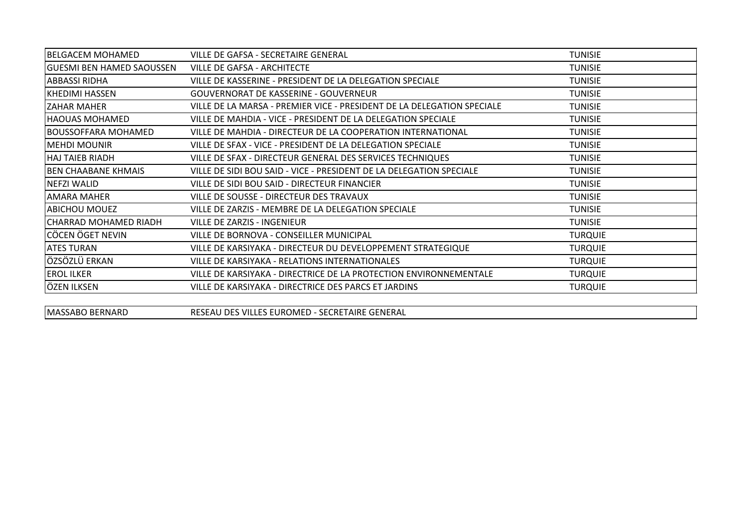| | | |
|---|---|---|
| BELGACEM MOHAMED | VILLE DE GAFSA - SECRETAIRE GENERAL | TUNISIE |
| GUESMI BEN HAMED SAOUSSEN | VILLE DE GAFSA - ARCHITECTE | TUNISIE |
| ABBASSI RIDHA | VILLE DE KASSERINE - PRESIDENT DE LA DELEGATION SPECIALE | TUNISIE |
| KHEDIMI HASSEN | GOUVERNORAT DE KASSERINE - GOUVERNEUR | TUNISIE |
| ZAHAR MAHER | VILLE DE LA MARSA - PREMIER VICE - PRESIDENT DE LA DELEGATION SPECIALE | TUNISIE |
| HAOUAS MOHAMED | VILLE DE MAHDIA - VICE - PRESIDENT DE LA DELEGATION SPECIALE | TUNISIE |
| BOUSSOFFARA MOHAMED | VILLE DE MAHDIA - DIRECTEUR DE LA COOPERATION INTERNATIONAL | TUNISIE |
| MEHDI MOUNIR | VILLE DE SFAX - VICE - PRESIDENT DE LA DELEGATION SPECIALE | TUNISIE |
| HAJ TAIEB RIADH | VILLE DE SFAX - DIRECTEUR GENERAL DES SERVICES TECHNIQUES | TUNISIE |
| BEN CHAABANE KHMAIS | VILLE DE SIDI BOU SAID - VICE - PRESIDENT DE LA DELEGATION SPECIALE | TUNISIE |
| NEFZI WALID | VILLE DE SIDI BOU SAID - DIRECTEUR FINANCIER | TUNISIE |
| AMARA MAHER | VILLE DE SOUSSE - DIRECTEUR DES TRAVAUX | TUNISIE |
| ABICHOU MOUEZ | VILLE DE ZARZIS - MEMBRE DE LA DELEGATION SPECIALE | TUNISIE |
| CHARRAD MOHAMED RIADH | VILLE DE ZARZIS - INGENIEUR | TUNISIE |
| CÖCEN ÖGET NEVIN | VILLE DE BORNOVA - CONSEILLER MUNICIPAL | TURQUIE |
| ATES TURAN | VILLE DE KARSIYAKA - DIRECTEUR DU DEVELOPPEMENT STRATEGIQUE | TURQUIE |
| ÖZSÖZLÜ ERKAN | VILLE DE KARSIYAKA - RELATIONS INTERNATIONALES | TURQUIE |
| EROL ILKER | VILLE DE KARSIYAKA - DIRECTRICE DE LA PROTECTION ENVIRONNEMENTALE | TURQUIE |
| ÖZEN ILKSEN | VILLE DE KARSIYAKA - DIRECTRICE DES PARCS ET JARDINS | TURQUIE |

| | | |
|---|---|---|
| MASSABO BERNARD | RESEAU DES VILLES EUROMED - SECRETAIRE GENERAL | |